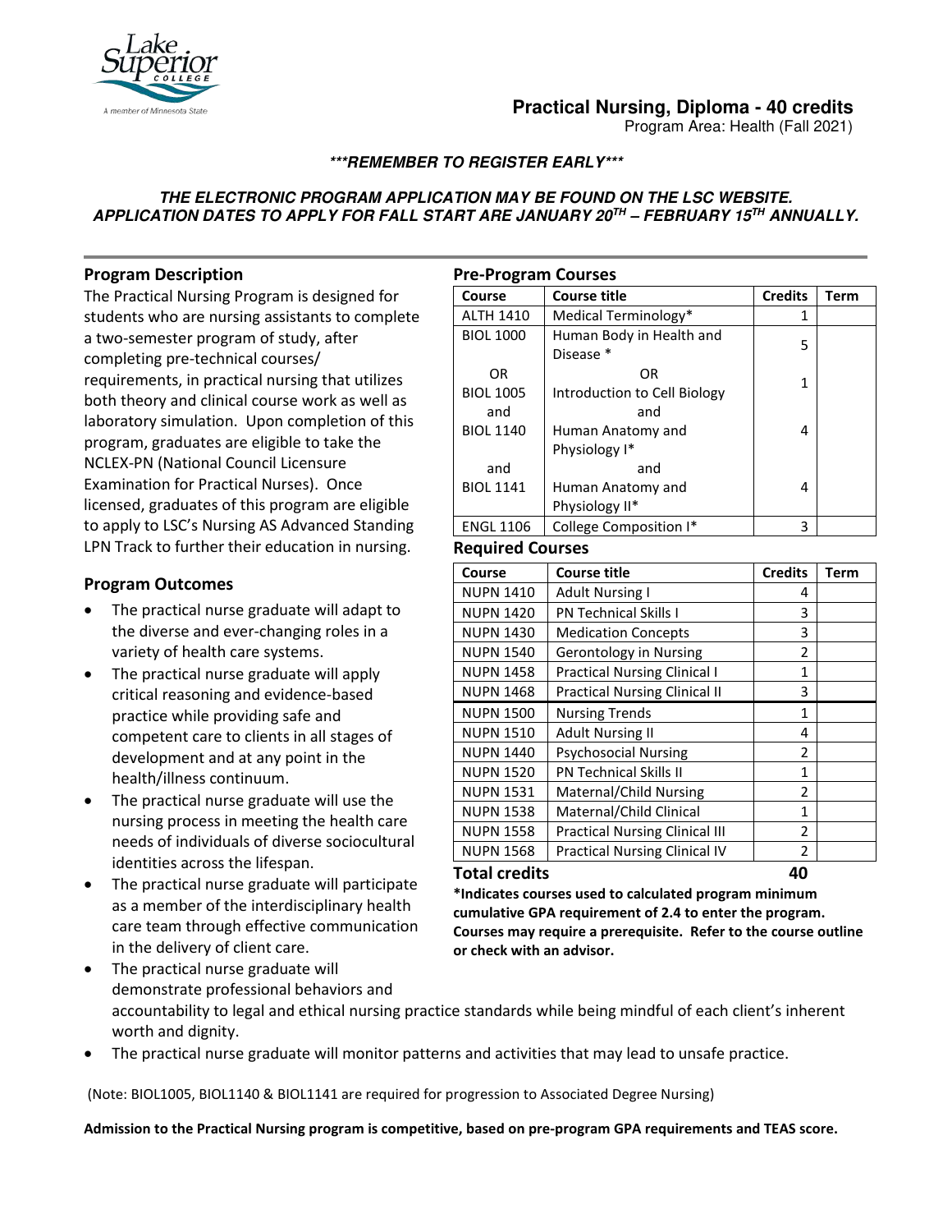# Practical Nursing, Diploma - 40 credits

Program Area: Health (Fall 2021)

***\*\*\*REMEMBER TO REGISTER EARLY\*\*\****

***THE ELECTRONIC PROGRAM APPLICATION MAY BE FOUND ON THE LSC WEBSITE. APPLICATION DATES TO APPLY FOR FALL START ARE JANUARY 20TH – FEBRUARY 15TH ANNUALLY.***

## Program Description

The Practical Nursing Program is designed for students who are nursing assistants to complete a two-semester program of study, after completing pre-technical courses/ requirements, in practical nursing that utilizes both theory and clinical course work as well as laboratory simulation. Upon completion of this program, graduates are eligible to take the NCLEX-PN (National Council Licensure Examination for Practical Nurses). Once licensed, graduates of this program are eligible to apply to LSC's Nursing AS Advanced Standing LPN Track to further their education in nursing.

## Program Outcomes

- The practical nurse graduate will adapt to the diverse and ever-changing roles in a variety of health care systems.
- The practical nurse graduate will apply critical reasoning and evidence-based practice while providing safe and competent care to clients in all stages of development and at any point in the health/illness continuum.
- The practical nurse graduate will use the nursing process in meeting the health care needs of individuals of diverse sociocultural identities across the lifespan.
- The practical nurse graduate will participate as a member of the interdisciplinary health care team through effective communication in the delivery of client care.
- The practical nurse graduate will demonstrate professional behaviors and accountability to legal and ethical nursing practice standards while being mindful of each client's inherent worth and dignity.
- The practical nurse graduate will monitor patterns and activities that may lead to unsafe practice.

## Pre-Program Courses

| Course | Course title | Credits | Term |
|---|---|---|---|
| ALTH 1410 | Medical Terminology* | 1 | |
| BIOL 1000 | Human Body in Health and Disease * | 5 | |
| OR | OR | | |
| BIOL 1005 | Introduction to Cell Biology | 1 | |
| and | and | | |
| BIOL 1140 | Human Anatomy and Physiology I* | 4 | |
| and | and | | |
| BIOL 1141 | Human Anatomy and Physiology II* | 4 | |
| ENGL 1106 | College Composition I* | 3 | |

## Required Courses

| Course | Course title | Credits | Term |
|---|---|---|---|
| NUPN 1410 | Adult Nursing I | 4 | |
| NUPN 1420 | PN Technical Skills I | 3 | |
| NUPN 1430 | Medication Concepts | 3 | |
| NUPN 1540 | Gerontology in Nursing | 2 | |
| NUPN 1458 | Practical Nursing Clinical I | 1 | |
| NUPN 1468 | Practical Nursing Clinical II | 3 | |
| NUPN 1500 | Nursing Trends | 1 | |
| NUPN 1510 | Adult Nursing II | 4 | |
| NUPN 1440 | Psychosocial Nursing | 2 | |
| NUPN 1520 | PN Technical Skills II | 1 | |
| NUPN 1531 | Maternal/Child Nursing | 2 | |
| NUPN 1538 | Maternal/Child Clinical | 1 | |
| NUPN 1558 | Practical Nursing Clinical III | 2 | |
| NUPN 1568 | Practical Nursing Clinical IV | 2 | |
| **Total credits** | | **40** | |

**\*Indicates courses used to calculated program minimum cumulative GPA requirement of 2.4 to enter the program. Courses may require a prerequisite. Refer to the course outline or check with an advisor.**

(Note: BIOL1005, BIOL1140 & BIOL1141 are required for progression to Associated Degree Nursing)

**Admission to the Practical Nursing program is competitive, based on pre-program GPA requirements and TEAS score.**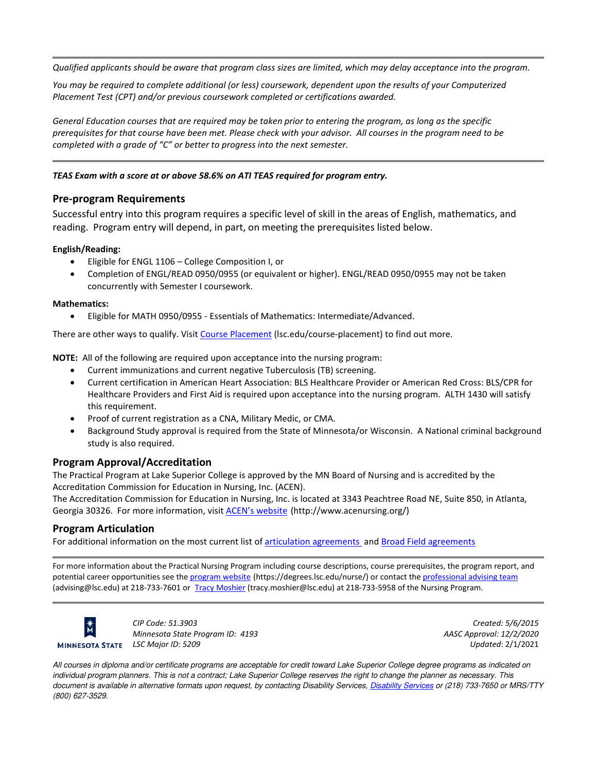*Qualified applicants should be aware that program class sizes are limited, which may delay acceptance into the program.*

*You may be required to complete additional (or less) coursework, dependent upon the results of your Computerized Placement Test (CPT) and/or previous coursework completed or certifications awarded.*

*General Education courses that are required may be taken prior to entering the program, as long as the specific prerequisites for that course have been met. Please check with your advisor. All courses in the program need to be completed with a grade of "C" or better to progress into the next semester.*

***TEAS Exam with a score at or above 58.6% on ATI TEAS required for program entry.***

## Pre-program Requirements

Successful entry into this program requires a specific level of skill in the areas of English, mathematics, and reading. Program entry will depend, in part, on meeting the prerequisites listed below.

**English/Reading:**

- Eligible for ENGL 1106 – College Composition I, or
- Completion of ENGL/READ 0950/0955 (or equivalent or higher). ENGL/READ 0950/0955 may not be taken concurrently with Semester I coursework.

**Mathematics:**

- Eligible for MATH 0950/0955 - Essentials of Mathematics: Intermediate/Advanced.

There are other ways to qualify. Visit Course Placement (lsc.edu/course-placement) to find out more.

**NOTE:** All of the following are required upon acceptance into the nursing program:

- Current immunizations and current negative Tuberculosis (TB) screening.
- Current certification in American Heart Association: BLS Healthcare Provider or American Red Cross: BLS/CPR for Healthcare Providers and First Aid is required upon acceptance into the nursing program. ALTH 1430 will satisfy this requirement.
- Proof of current registration as a CNA, Military Medic, or CMA.
- Background Study approval is required from the State of Minnesota/or Wisconsin. A National criminal background study is also required.

## Program Approval/Accreditation

The Practical Program at Lake Superior College is approved by the MN Board of Nursing and is accredited by the Accreditation Commission for Education in Nursing, Inc. (ACEN).
The Accreditation Commission for Education in Nursing, Inc. is located at 3343 Peachtree Road NE, Suite 850, in Atlanta, Georgia 30326. For more information, visit ACEN's website (http://www.acenursing.org/)

## Program Articulation

For additional information on the most current list of articulation agreements and Broad Field agreements

For more information about the Practical Nursing Program including course descriptions, course prerequisites, the program report, and potential career opportunities see the program website (https://degrees.lsc.edu/nurse/) or contact the professional advising team (advising@lsc.edu) at 218-733-7601 or Tracy Moshier (tracy.moshier@lsc.edu) at 218-733-5958 of the Nursing Program.

MINNESOTA STATE

*CIP Code: 51.3903*
*Minnesota State Program ID: 4193*
*LSC Major ID: 5209*

*Created: 5/6/2015*
*AASC Approval: 12/2/2020*
*Updated*: 2/1/2021

*All courses in diploma and/or certificate programs are acceptable for credit toward Lake Superior College degree programs as indicated on individual program planners. This is not a contract; Lake Superior College reserves the right to change the planner as necessary. This document is available in alternative formats upon request, by contacting Disability Services, Disability Services or (218) 733-7650 or MRS/TTY (800) 627-3529.*